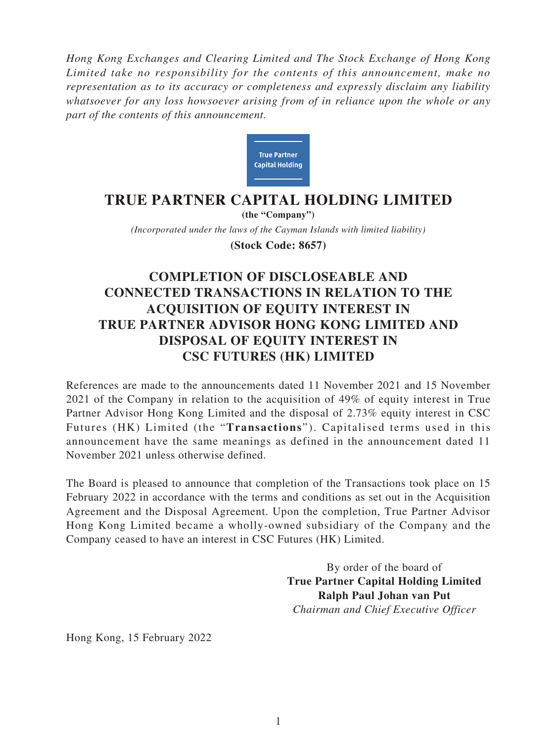*Hong Kong Exchanges and Clearing Limited and The Stock Exchange of Hong Kong Limited take no responsibility for the contents of this announcement, make no representation as to its accuracy or completeness and expressly disclaim any liability whatsoever for any loss howsoever arising from of in reliance upon the whole or any part of the contents of this announcement.*

True Partner Capital Holding

# TRUE PARTNER CAPITAL HOLDING LIMITED

**(the "Company")**

*(Incorporated under the laws of the Cayman Islands with limited liability)*

**(Stock Code: 8657)**

## COMPLETION OF DISCLOSEABLE AND CONNECTED TRANSACTIONS IN RELATION TO THE ACQUISITION OF EQUITY INTEREST IN TRUE PARTNER ADVISOR HONG KONG LIMITED AND DISPOSAL OF EQUITY INTEREST IN CSC FUTURES (HK) LIMITED

References are made to the announcements dated 11 November 2021 and 15 November 2021 of the Company in relation to the acquisition of 49% of equity interest in True Partner Advisor Hong Kong Limited and the disposal of 2.73% equity interest in CSC Futures (HK) Limited (the "**Transactions**"). Capitalised terms used in this announcement have the same meanings as defined in the announcement dated 11 November 2021 unless otherwise defined.

The Board is pleased to announce that completion of the Transactions took place on 15 February 2022 in accordance with the terms and conditions as set out in the Acquisition Agreement and the Disposal Agreement. Upon the completion, True Partner Advisor Hong Kong Limited became a wholly-owned subsidiary of the Company and the Company ceased to have an interest in CSC Futures (HK) Limited.

By order of the board of
**True Partner Capital Holding Limited**
**Ralph Paul Johan van Put**
*Chairman and Chief Executive Officer*

Hong Kong, 15 February 2022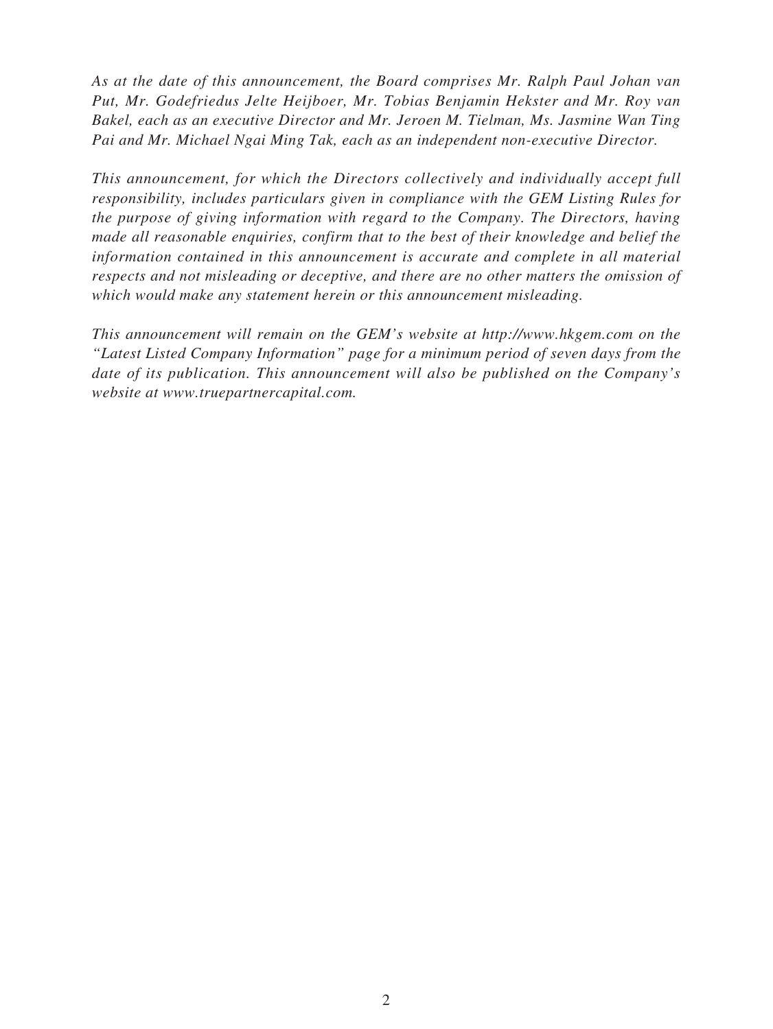*As at the date of this announcement, the Board comprises Mr. Ralph Paul Johan van Put, Mr. Godefriedus Jelte Heijboer, Mr. Tobias Benjamin Hekster and Mr. Roy van Bakel, each as an executive Director and Mr. Jeroen M. Tielman, Ms. Jasmine Wan Ting Pai and Mr. Michael Ngai Ming Tak, each as an independent non-executive Director.*

*This announcement, for which the Directors collectively and individually accept full responsibility, includes particulars given in compliance with the GEM Listing Rules for the purpose of giving information with regard to the Company. The Directors, having made all reasonable enquiries, confirm that to the best of their knowledge and belief the information contained in this announcement is accurate and complete in all material respects and not misleading or deceptive, and there are no other matters the omission of which would make any statement herein or this announcement misleading.*

*This announcement will remain on the GEM's website at http://www.hkgem.com on the "Latest Listed Company Information" page for a minimum period of seven days from the date of its publication. This announcement will also be published on the Company's website at www.truepartnercapital.com.*